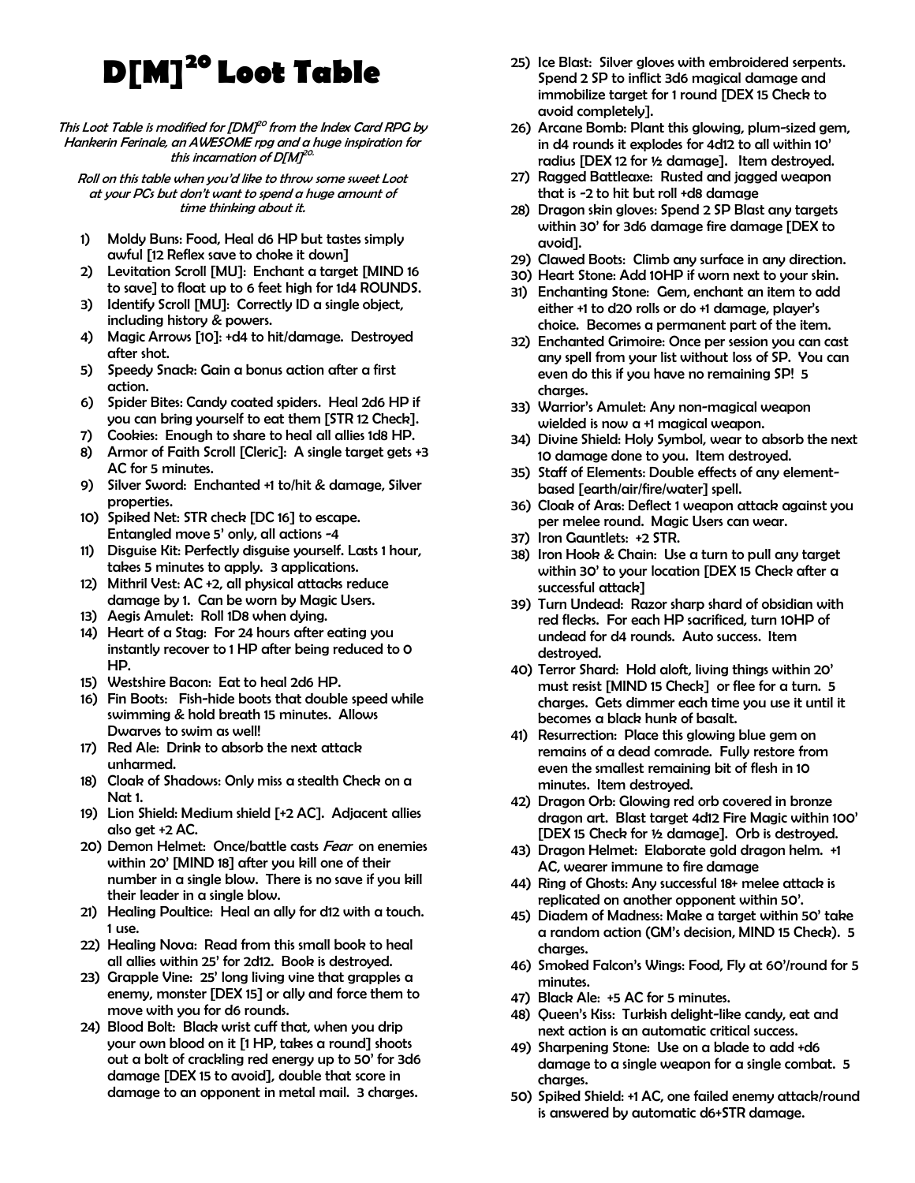# D[M]$^{20}$ Loot Table

*This Loot Table is modified for [DM]$^{20}$ from the Index Card RPG by Hankerin Ferinale, an AWESOME rpg and a huge inspiration for this incarnation of D[M]$^{20}$.*

*Roll on this table when you'd like to throw some sweet Loot at your PCs but don't want to spend a huge amount of time thinking about it.*

1) Moldy Buns: Food, Heal d6 HP but tastes simply awful [12 Reflex save to choke it down]
2) Levitation Scroll [MU]: Enchant a target [MIND 16 to save] to float up to 6 feet high for 1d4 ROUNDS.
3) Identify Scroll [MU]: Correctly ID a single object, including history & powers.
4) Magic Arrows [10]: +d4 to hit/damage. Destroyed after shot.
5) Speedy Snack: Gain a bonus action after a first action.
6) Spider Bites: Candy coated spiders. Heal 2d6 HP if you can bring yourself to eat them [STR 12 Check].
7) Cookies: Enough to share to heal all allies 1d8 HP.
8) Armor of Faith Scroll [Cleric]: A single target gets +3 AC for 5 minutes.
9) Silver Sword: Enchanted +1 to/hit & damage, Silver properties.
10) Spiked Net: STR check [DC 16] to escape. Entangled move 5' only, all actions -4
11) Disguise Kit: Perfectly disguise yourself. Lasts 1 hour, takes 5 minutes to apply. 3 applications.
12) Mithril Vest: AC +2, all physical attacks reduce damage by 1. Can be worn by Magic Users.
13) Aegis Amulet: Roll 1D8 when dying.
14) Heart of a Stag: For 24 hours after eating you instantly recover to 1 HP after being reduced to 0 HP.
15) Westshire Bacon: Eat to heal 2d6 HP.
16) Fin Boots: Fish-hide boots that double speed while swimming & hold breath 15 minutes. Allows Dwarves to swim as well!
17) Red Ale: Drink to absorb the next attack unharmed.
18) Cloak of Shadows: Only miss a stealth Check on a Nat 1.
19) Lion Shield: Medium shield [+2 AC]. Adjacent allies also get +2 AC.
20) Demon Helmet: Once/battle casts *Fear* on enemies within 20' [MIND 18] after you kill one of their number in a single blow. There is no save if you kill their leader in a single blow.
21) Healing Poultice: Heal an ally for d12 with a touch. 1 use.
22) Healing Nova: Read from this small book to heal all allies within 25' for 2d12. Book is destroyed.
23) Grapple Vine: 25' long living vine that grapples a enemy, monster [DEX 15] or ally and force them to move with you for d6 rounds.
24) Blood Bolt: Black wrist cuff that, when you drip your own blood on it [1 HP, takes a round] shoots out a bolt of crackling red energy up to 50' for 3d6 damage [DEX 15 to avoid], double that score in damage to an opponent in metal mail. 3 charges.
25) Ice Blast: Silver gloves with embroidered serpents. Spend 2 SP to inflict 3d6 magical damage and immobilize target for 1 round [DEX 15 Check to avoid completely].
26) Arcane Bomb: Plant this glowing, plum-sized gem, in d4 rounds it explodes for 4d12 to all within 10' radius [DEX 12 for ½ damage]. Item destroyed.
27) Ragged Battleaxe: Rusted and jagged weapon that is -2 to hit but roll +d8 damage
28) Dragon skin gloves: Spend 2 SP Blast any targets within 30' for 3d6 damage fire damage [DEX to avoid].
29) Clawed Boots: Climb any surface in any direction.
30) Heart Stone: Add 10HP if worn next to your skin.
31) Enchanting Stone: Gem, enchant an item to add either +1 to d20 rolls or do +1 damage, player's choice. Becomes a permanent part of the item.
32) Enchanted Grimoire: Once per session you can cast any spell from your list without loss of SP. You can even do this if you have no remaining SP! 5 charges.
33) Warrior's Amulet: Any non-magical weapon wielded is now a +1 magical weapon.
34) Divine Shield: Holy Symbol, wear to absorb the next 10 damage done to you. Item destroyed.
35) Staff of Elements: Double effects of any element-based [earth/air/fire/water] spell.
36) Cloak of Aras: Deflect 1 weapon attack against you per melee round. Magic Users can wear.
37) Iron Gauntlets: +2 STR.
38) Iron Hook & Chain: Use a turn to pull any target within 30' to your location [DEX 15 Check after a successful attack]
39) Turn Undead: Razor sharp shard of obsidian with red flecks. For each HP sacrificed, turn 10HP of undead for d4 rounds. Auto success. Item destroyed.
40) Terror Shard: Hold aloft, living things within 20' must resist [MIND 15 Check] or flee for a turn. 5 charges. Gets dimmer each time you use it until it becomes a black hunk of basalt.
41) Resurrection: Place this glowing blue gem on remains of a dead comrade. Fully restore from even the smallest remaining bit of flesh in 10 minutes. Item destroyed.
42) Dragon Orb: Glowing red orb covered in bronze dragon art. Blast target 4d12 Fire Magic within 100' [DEX 15 Check for ½ damage]. Orb is destroyed.
43) Dragon Helmet: Elaborate gold dragon helm. +1 AC, wearer immune to fire damage
44) Ring of Ghosts: Any successful 18+ melee attack is replicated on another opponent within 50'.
45) Diadem of Madness: Make a target within 50' take a random action (GM's decision, MIND 15 Check). 5 charges.
46) Smoked Falcon's Wings: Food, Fly at 60'/round for 5 minutes.
47) Black Ale: +5 AC for 5 minutes.
48) Queen's Kiss: Turkish delight-like candy, eat and next action is an automatic critical success.
49) Sharpening Stone: Use on a blade to add +d6 damage to a single weapon for a single combat. 5 charges.
50) Spiked Shield: +1 AC, one failed enemy attack/round is answered by automatic d6+STR damage.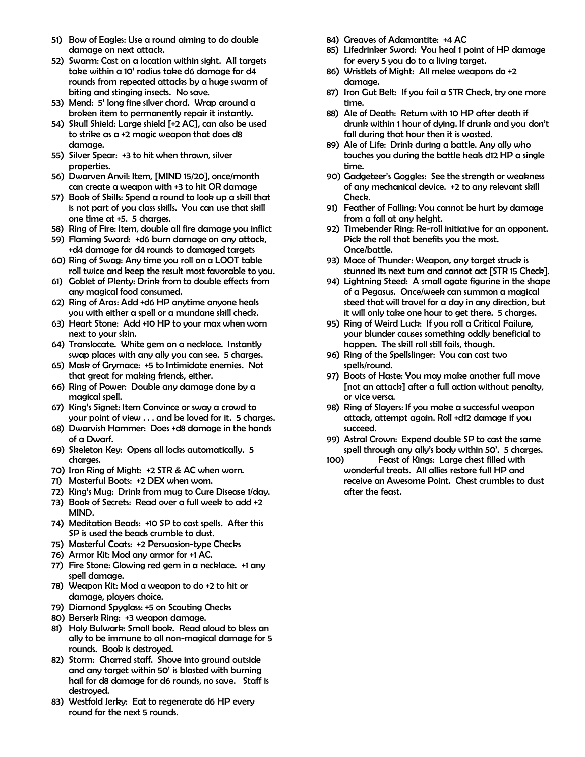51) Bow of Eagles: Use a round aiming to do double damage on next attack.
52) Swarm: Cast on a location within sight. All targets take within a 10' radius take d6 damage for d4 rounds from repeated attacks by a huge swarm of biting and stinging insects. No save.
53) Mend: 5' long fine silver chord. Wrap around a broken item to permanently repair it instantly.
54) Skull Shield: Large shield [+2 AC], can also be used to strike as a +2 magic weapon that does d8 damage.
55) Silver Spear: +3 to hit when thrown, silver properties.
56) Dwarven Anvil: Item, [MIND 15/20], once/month can create a weapon with +3 to hit OR damage
57) Book of Skills: Spend a round to look up a skill that is not part of you class skills. You can use that skill one time at +5. 5 charges.
58) Ring of Fire: Item, double all fire damage you inflict
59) Flaming Sword: +d6 burn damage on any attack, +d4 damage for d4 rounds to damaged targets
60) Ring of Swag: Any time you roll on a LOOT table roll twice and keep the result most favorable to you.
61) Goblet of Plenty: Drink from to double effects from any magical food consumed.
62) Ring of Aras: Add +d6 HP anytime anyone heals you with either a spell or a mundane skill check.
63) Heart Stone: Add +10 HP to your max when worn next to your skin.
64) Translocate. White gem on a necklace. Instantly swap places with any ally you can see. 5 charges.
65) Mask of Grymace: +5 to Intimidate enemies. Not that great for making friends, either.
66) Ring of Power: Double any damage done by a magical spell.
67) King's Signet: Item Convince or sway a crowd to your point of view . . . and be loved for it. 5 charges.
68) Dwarvish Hammer: Does +d8 damage in the hands of a Dwarf.
69) Skeleton Key: Opens all locks automatically. 5 charges.
70) Iron Ring of Might: +2 STR & AC when worn.
71) Masterful Boots: +2 DEX when worn.
72) King's Mug: Drink from mug to Cure Disease 1/day.
73) Book of Secrets: Read over a full week to add +2 MIND.
74) Meditation Beads: +10 SP to cast spells. After this SP is used the beads crumble to dust.
75) Masterful Coats: +2 Persuasion-type Checks
76) Armor Kit: Mod any armor for +1 AC.
77) Fire Stone: Glowing red gem in a necklace. +1 any spell damage.
78) Weapon Kit: Mod a weapon to do +2 to hit or damage, players choice.
79) Diamond Spyglass: +5 on Scouting Checks
80) Berserk Ring: +3 weapon damage.
81) Holy Bulwark: Small book. Read aloud to bless an ally to be immune to all non-magical damage for 5 rounds. Book is destroyed.
82) Storm: Charred staff. Shove into ground outside and any target within 50' is blasted with burning hail for d8 damage for d6 rounds, no save. Staff is destroyed.
83) Westfold Jerky: Eat to regenerate d6 HP every round for the next 5 rounds.
84) Greaves of Adamantite: +4 AC
85) Lifedrinker Sword: You heal 1 point of HP damage for every 5 you do to a living target.
86) Wristlets of Might: All melee weapons do +2 damage.
87) Iron Gut Belt: If you fail a STR Check, try one more time.
88) Ale of Death: Return with 10 HP after death if drunk within 1 hour of dying. If drunk and you don't fall during that hour then it is wasted.
89) Ale of Life: Drink during a battle. Any ally who touches you during the battle heals d12 HP a single time.
90) Gadgeteer's Goggles: See the strength or weakness of any mechanical device. +2 to any relevant skill Check.
91) Feather of Falling: You cannot be hurt by damage from a fall at any height.
92) Timebender Ring: Re-roll initiative for an opponent. Pick the roll that benefits you the most. Once/battle.
93) Mace of Thunder: Weapon, any target struck is stunned its next turn and cannot act [STR 15 Check].
94) Lightning Steed: A small agate figurine in the shape of a Pegasus. Once/week can summon a magical steed that will travel for a day in any direction, but it will only take one hour to get there. 5 charges.
95) Ring of Weird Luck: If you roll a Critical Failure, your blunder causes something oddly beneficial to happen. The skill roll still fails, though.
96) Ring of the Spellslinger: You can cast two spells/round.
97) Boots of Haste: You may make another full move [not an attack] after a full action without penalty, or vice versa.
98) Ring of Slayers: If you make a successful weapon attack, attempt again. Roll +d12 damage if you succeed.
99) Astral Crown: Expend double SP to cast the same spell through any ally's body within 50'. 5 charges.
100) Feast of Kings: Large chest filled with wonderful treats. All allies restore full HP and receive an Awesome Point. Chest crumbles to dust after the feast.